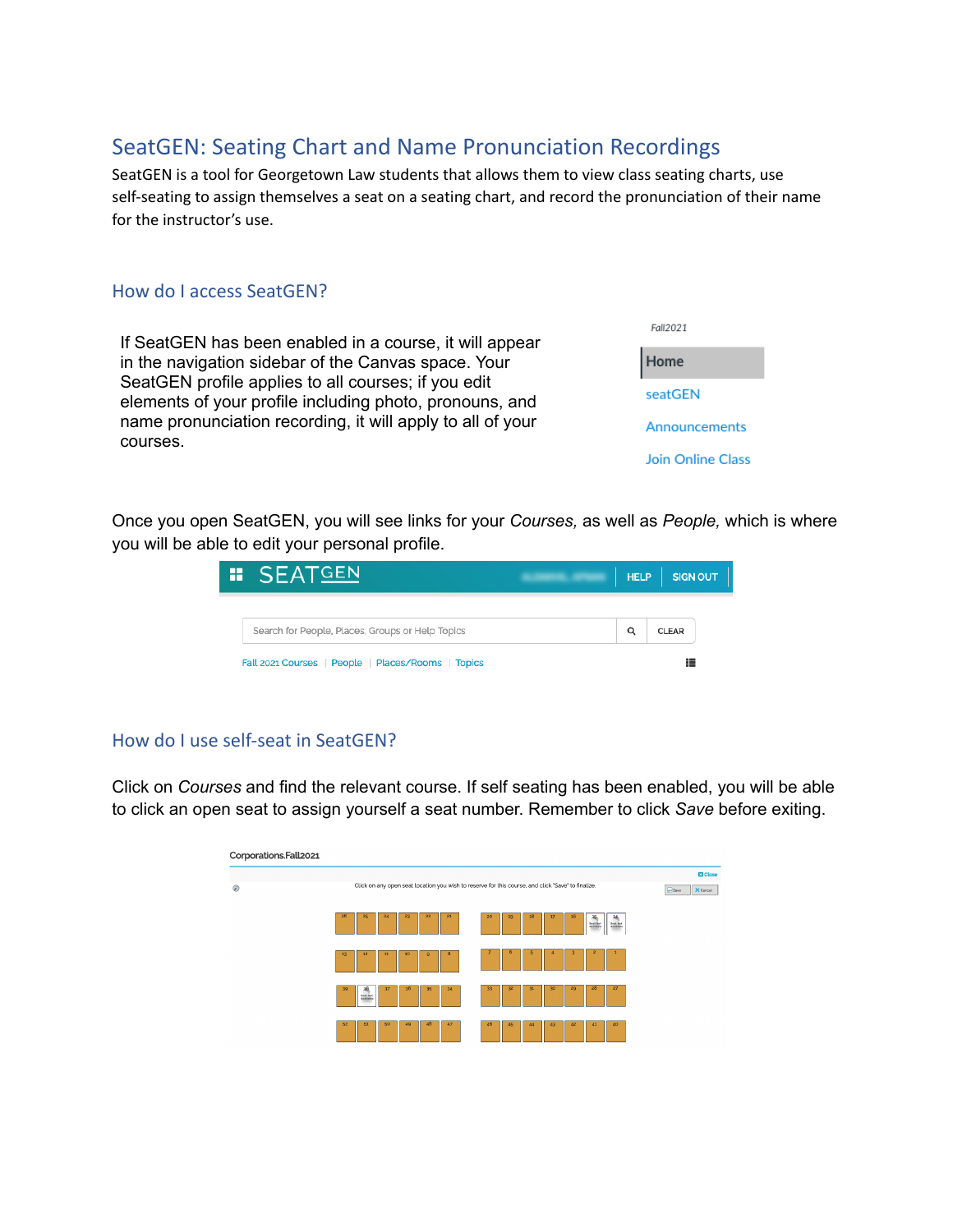# SeatGEN: Seating Chart and Name Pronunciation Recordings

SeatGEN is a tool for Georgetown Law students that allows them to view class seating charts, use self-seating to assign themselves a seat on a seating chart, and record the pronunciation of their name for the instructor's use.

## How do I access SeatGEN?

If SeatGEN has been enabled in a course, it will appear in the navigation sidebar of the Canvas space. Your SeatGEN profile applies to all courses; if you edit elements of your profile including photo, pronouns, and name pronunciation recording, it will apply to all of your courses.

Once you open SeatGEN, you will see links for your *Courses,* as well as *People,* which is where you will be able to edit your personal profile.

## How do I use self-seat in SeatGEN?

Click on *Courses* and find the relevant course. If self seating has been enabled, you will be able to click an open seat to assign yourself a seat number. Remember to click *Save* before exiting.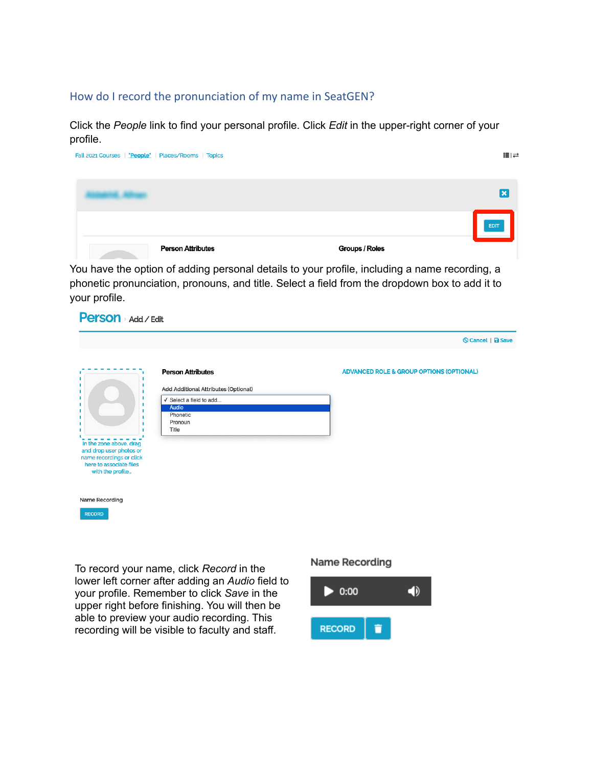## How do I record the pronunciation of my name in SeatGEN?

Click the *People* link to find your personal profile. Click *Edit* in the upper-right corner of your profile.

You have the option of adding personal details to your profile, including a name recording, a phonetic pronunciation, pronouns, and title. Select a field from the dropdown box to add it to your profile.

To record your name, click *Record* in the lower left corner after adding an *Audio* field to your profile. Remember to click *Save* in the upper right before finishing. You will then be able to preview your audio recording. This recording will be visible to faculty and staff.